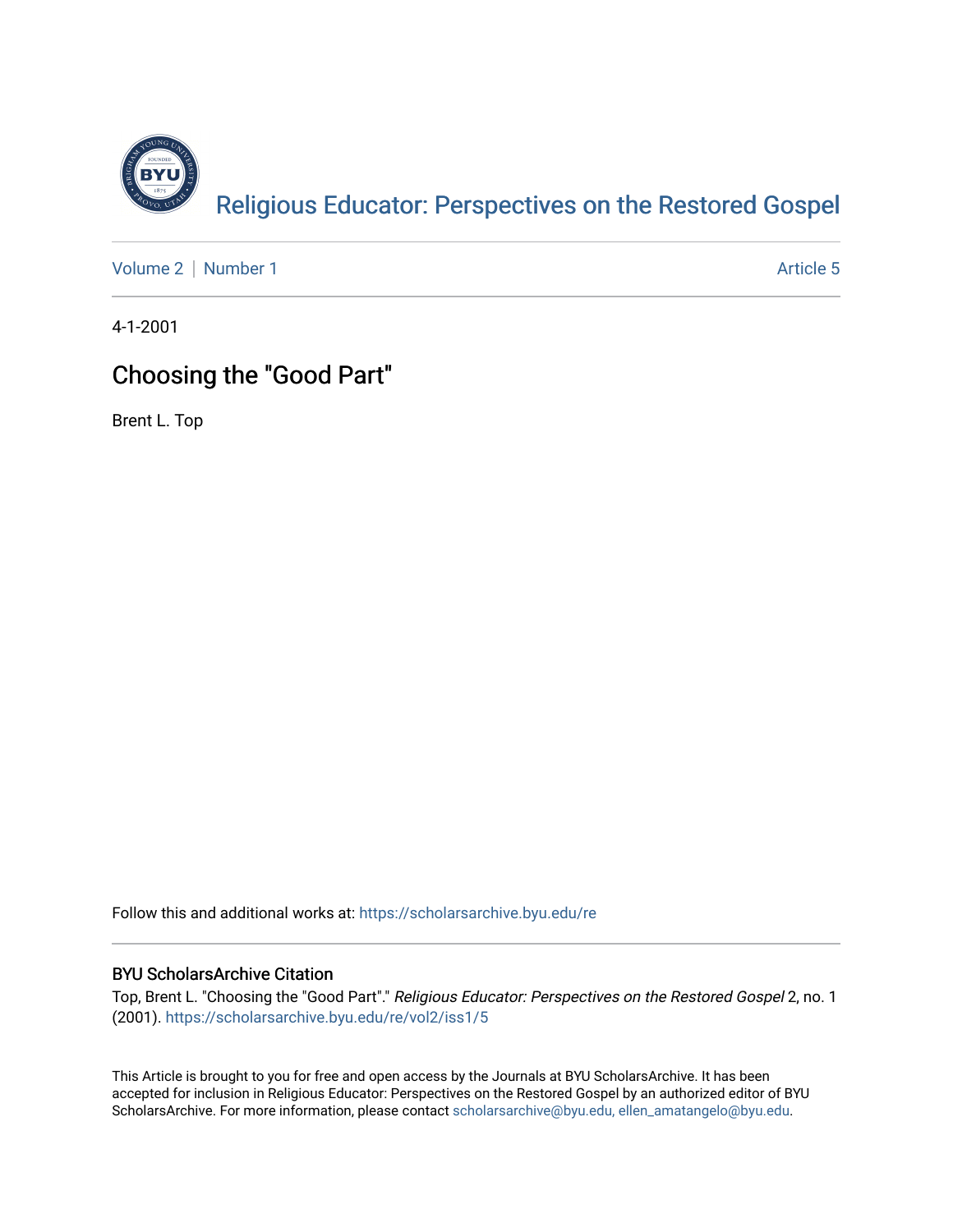# Religious Educator: Perspectives on the Restored Gospel

Volume 2 | Number 1 Article 5

4-1-2001

## Choosing the "Good Part"

Brent L. Top

Follow this and additional works at: https://scholarsarchive.byu.edu/re

### BYU ScholarsArchive Citation

Top, Brent L. "Choosing the "Good Part"." *Religious Educator: Perspectives on the Restored Gospel* 2, no. 1 (2001). https://scholarsarchive.byu.edu/re/vol2/iss1/5

This Article is brought to you for free and open access by the Journals at BYU ScholarsArchive. It has been accepted for inclusion in Religious Educator: Perspectives on the Restored Gospel by an authorized editor of BYU ScholarsArchive. For more information, please contact scholarsarchive@byu.edu, ellen_amatangelo@byu.edu.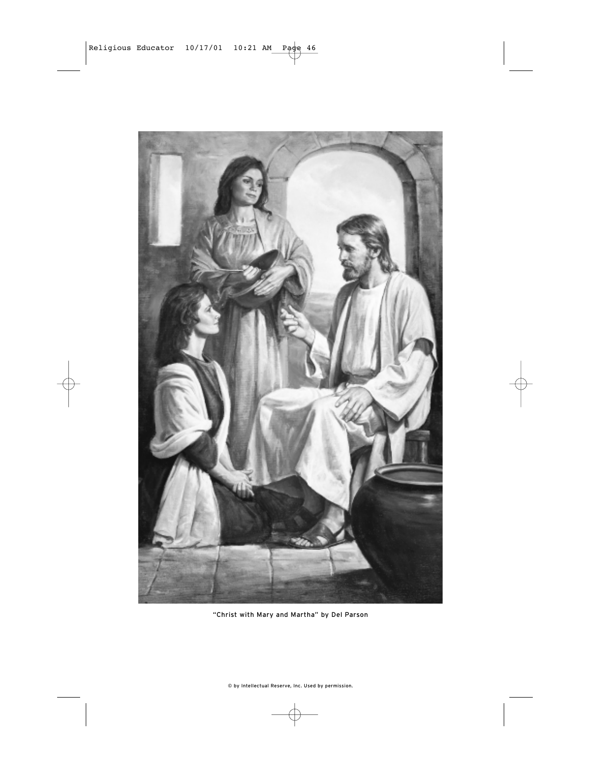"Christ with Mary and Martha" by Del Parson

© by Intellectual Reserve, Inc. Used by permission.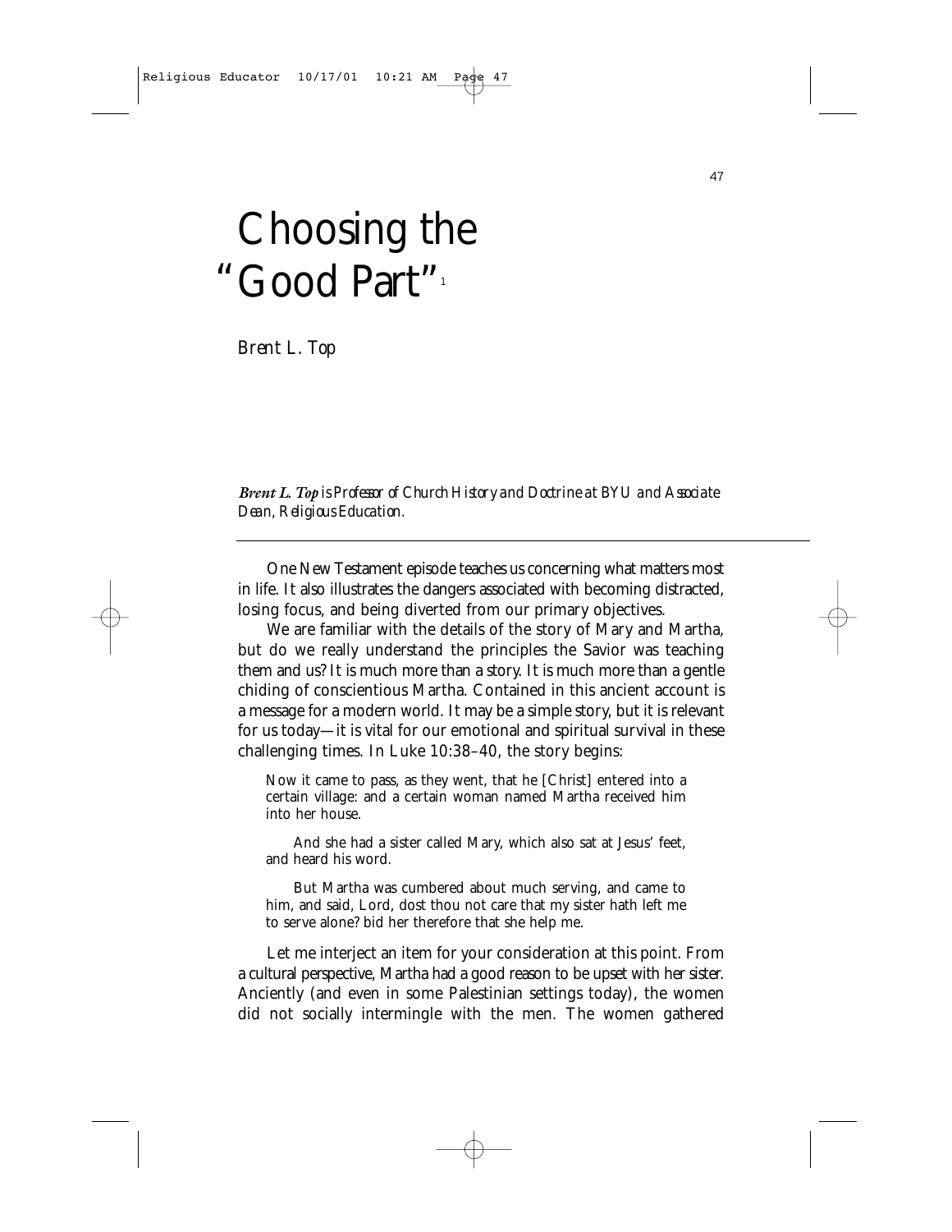# Choosing the "Good Part"[1]

*Brent L. Top*

***Brent L. Top** is Professor of Church History and Doctrine at BYU and Associate Dean, Religious Education.*

---

One New Testament episode teaches us concerning what matters most in life. It also illustrates the dangers associated with becoming distracted, losing focus, and being diverted from our primary objectives.

We are familiar with the details of the story of Mary and Martha, but do we really understand the principles the Savior was teaching them and us? It is much more than a story. It is much more than a gentle chiding of conscientious Martha. Contained in this ancient account is a message for a modern world. It may be a simple story, but it is relevant for us today—it is vital for our emotional and spiritual survival in these challenging times. In Luke 10:38–40, the story begins:

> Now it came to pass, as they went, that he [Christ] entered into a certain village: and a certain woman named Martha received him into her house.
>
> And she had a sister called Mary, which also sat at Jesus' feet, and heard his word.
>
> But Martha was cumbered about much serving, and came to him, and said, Lord, dost thou not care that my sister hath left me to serve alone? bid her therefore that she help me.

Let me interject an item for your consideration at this point. From a cultural perspective, Martha had a good reason to be upset with her sister. Anciently (and even in some Palestinian settings today), the women did not socially intermingle with the men. The women gathered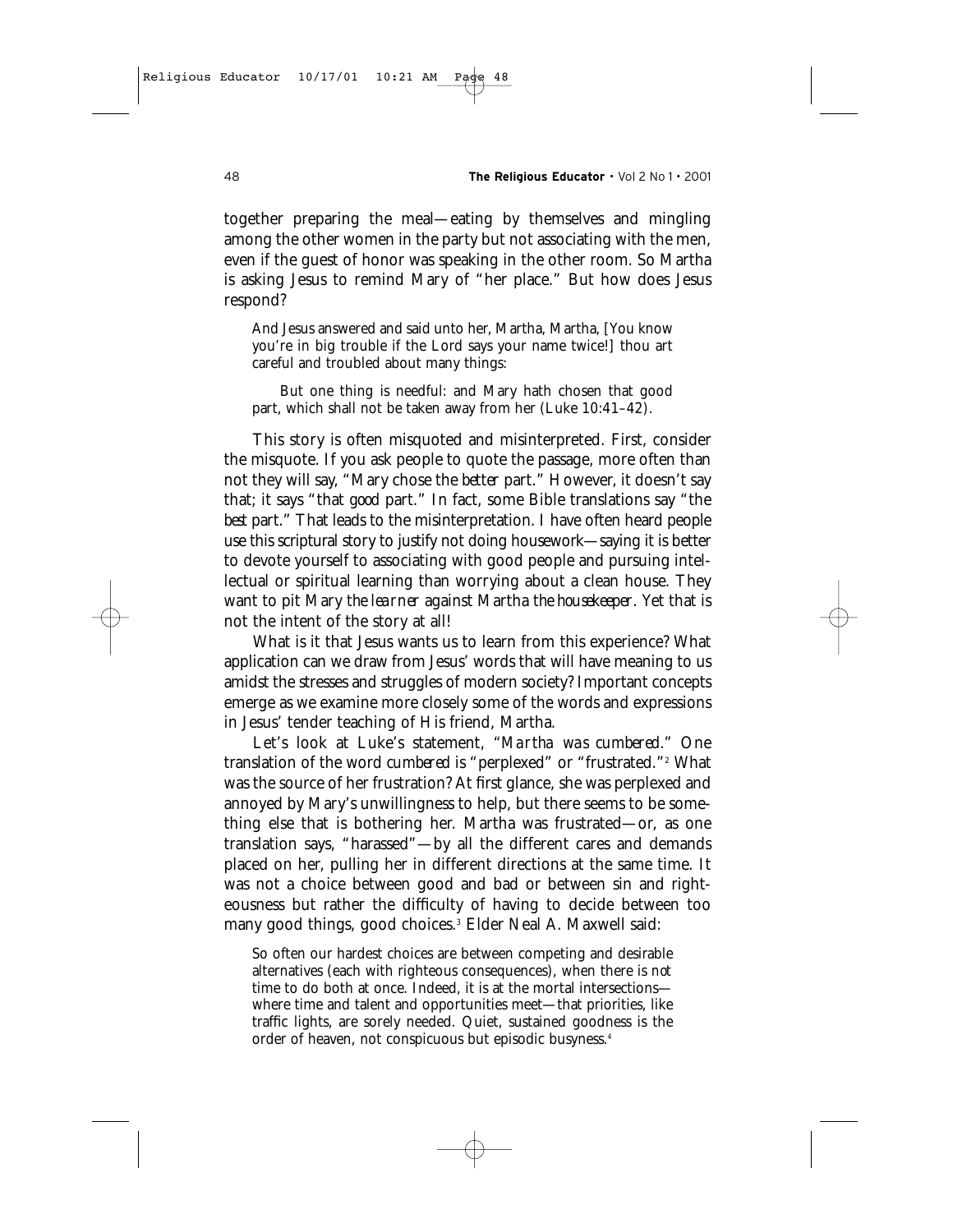together preparing the meal—eating by themselves and mingling among the other women in the party but not associating with the men, even if the guest of honor was speaking in the other room. So Martha is asking Jesus to remind Mary of "her place." But how does Jesus respond?

> And Jesus answered and said unto her, Martha, Martha, [You know you're in big trouble if the Lord says your name twice!] thou art careful and troubled about many things:
>
> But one thing is needful: and Mary hath chosen that good part, which shall not be taken away from her (Luke 10:41–42).

This story is often misquoted and misinterpreted. First, consider the misquote. If you ask people to quote the passage, more often than not they will say, "Mary chose the *better* part." However, it doesn't say that; it says "that *good* part." In fact, some Bible translations say "the *best* part." That leads to the misinterpretation. I have often heard people use this scriptural story to justify not doing housework—saying it is better to devote yourself to associating with good people and pursuing intellectual or spiritual learning than worrying about a clean house. They want to pit Mary *the learner* against Martha *the housekeeper.* Yet that is not the intent of the story at all!

What is it that Jesus wants us to learn from this experience? What application can we draw from Jesus' words that will have meaning to us amidst the stresses and struggles of modern society? Important concepts emerge as we examine more closely some of the words and expressions in Jesus' tender teaching of His friend, Martha.

Let's look at Luke's statement, "*Martha was cumbered.*" One translation of the word *cumbered* is "perplexed" or "frustrated."[2] What was the source of her frustration? At first glance, she was perplexed and annoyed by Mary's unwillingness to help, but there seems to be something else that is bothering her. Martha was frustrated—or, as one translation says, "harassed"—by all the different cares and demands placed on her, pulling her in different directions at the same time. It was not a choice between good and bad or between sin and righteousness but rather the difficulty of having to decide between too many good things, good choices.[3] Elder Neal A. Maxwell said:

> So often our hardest choices are between competing and desirable alternatives (each with righteous consequences), when there is *not* time to do both at once. Indeed, it is at the mortal intersections—where time and talent and opportunities meet—that priorities, like traffic lights, are sorely needed. Quiet, sustained goodness is the order of heaven, not conspicuous but episodic busyness.[4]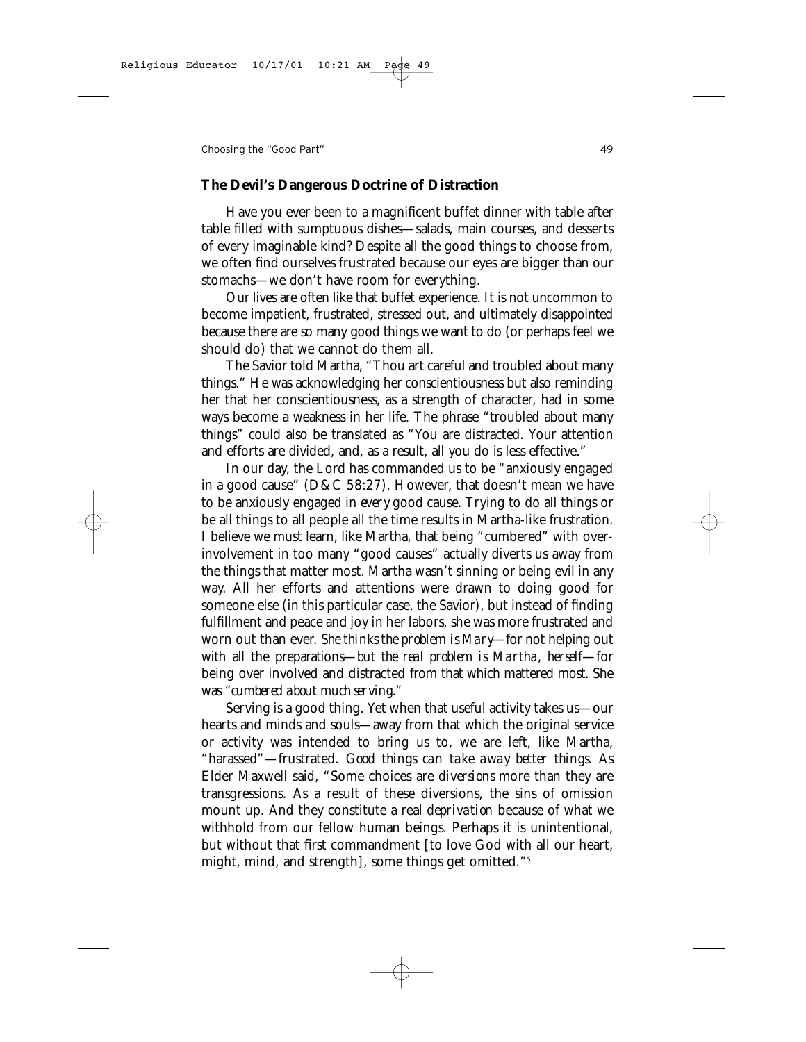### The Devil's Dangerous Doctrine of Distraction

Have you ever been to a magnificent buffet dinner with table after table filled with sumptuous dishes—salads, main courses, and desserts of every imaginable kind? Despite all the good things to choose from, we often find ourselves frustrated because our eyes are bigger than our stomachs—we don't have room for everything.

Our lives are often like that buffet experience. It is not uncommon to become impatient, frustrated, stressed out, and ultimately disappointed because there are so many good things we want to do (or perhaps feel we should do) that we cannot do them all.

The Savior told Martha, "Thou art careful and troubled about many things." He was acknowledging her conscientiousness but also reminding her that her conscientiousness, as a strength of character, had in some ways become a weakness in her life. The phrase "troubled about many things" could also be translated as "You are distracted. Your attention and efforts are divided, and, as a result, all you do is less effective."

In our day, the Lord has commanded us to be "anxiously engaged in a good cause" (D&C 58:27). However, that doesn't mean we have to be anxiously engaged in *every* good cause. Trying to do all things or be all things to all people all the time results in Martha-like frustration. I believe we must learn, like Martha, that being "cumbered" with over-involvement in too many "good causes" actually diverts us away from the things that matter most. Martha wasn't sinning or being evil in any way. All her efforts and attentions were drawn to doing good for someone else (in this particular case, the Savior), but instead of finding fulfillment and peace and joy in her labors, she was more frustrated and worn out than ever. *She thinks the problem is Mary*—for not helping out with all the preparations—*but the real problem is Martha, herself*—for being over involved and distracted from that which mattered most. She was "*cumbered about much serving*."

Serving is a good thing. Yet when that useful activity takes us—our hearts and minds and souls—away from that which the original service or activity was intended to bring us to, we are left, like Martha, "harassed"—frustrated. *Good things can take away better things.* As Elder Maxwell said, "Some choices are *diversions* more than they are transgressions. As a result of these diversions, the sins of omission mount up. And they constitute a real *deprivation* because of what we withhold from our fellow human beings. Perhaps it is unintentional, but without that first commandment [to love God with all our heart, might, mind, and strength], some things get omitted."[5]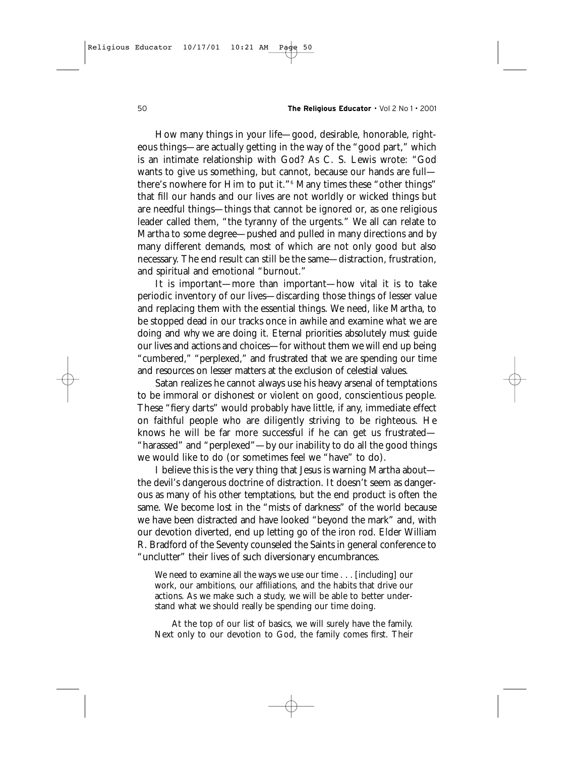How many things in your life—good, desirable, honorable, righteous things—are actually getting in the way of the "good part," which is an intimate relationship with God? As C. S. Lewis wrote: "God wants to give us something, but cannot, because our hands are full—there's nowhere for Him to put it."[6] Many times these "other things" that fill our hands and our lives are not worldly or wicked things but are needful things—things that cannot be ignored or, as one religious leader called them, "the tyranny of the urgents." We all can relate to Martha to some degree—pushed and pulled in many directions and by many different demands, most of which are not only good but also necessary. The end result can still be the same—distraction, frustration, and spiritual and emotional "burnout."

It is important—more than important—how vital it is to take periodic inventory of our lives—discarding those things of lesser value and replacing them with the essential things. We need, like Martha, to be stopped dead in our tracks once in awhile and examine *what* we are doing and *why* we are doing it. Eternal priorities absolutely must guide our lives and actions and choices—for without them we will end up being "cumbered," "perplexed," and frustrated that we are spending our time and resources on lesser matters at the exclusion of celestial values.

Satan realizes he cannot always use his heavy arsenal of temptations to be immoral or dishonest or violent on good, conscientious people. These "fiery darts" would probably have little, if any, immediate effect on faithful people who are diligently striving to be righteous. He knows he will be far more successful if he can get us frustrated—"harassed" and "perplexed"—by our inability to do all the good things we would like to do (or sometimes feel we "have" to do).

I believe this is the very thing that Jesus is warning Martha about—the devil's dangerous doctrine of distraction. It doesn't seem as dangerous as many of his other temptations, but the end product is often the same. We become lost in the "mists of darkness" of the world because we have been distracted and have looked "beyond the mark" and, with our devotion diverted, end up letting go of the iron rod. Elder William R. Bradford of the Seventy counseled the Saints in general conference to "unclutter" their lives of such diversionary encumbrances.

> We need to examine all the ways we use our time . . . [including] our work, our ambitions, our affiliations, and the habits that drive our actions. As we make such a study, we will be able to better understand what we should really be spending our time doing.
>
> At the top of our list of basics, we will surely have the family. Next only to our devotion to God, the family comes first. Their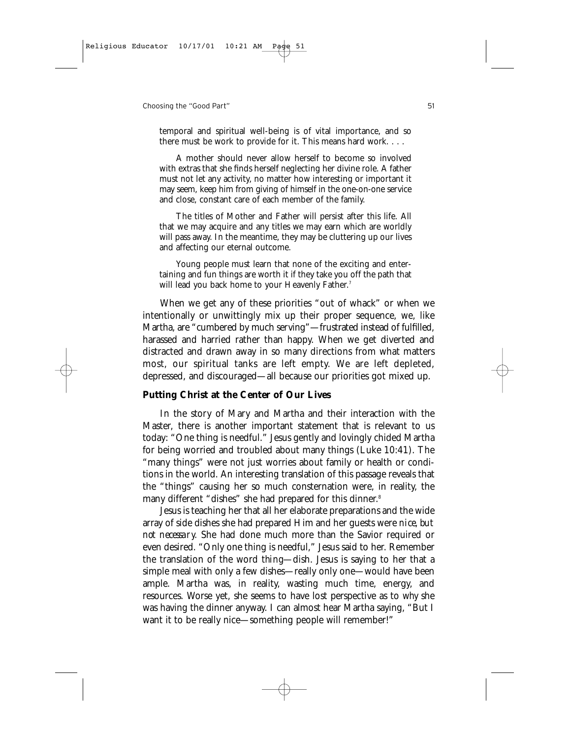> temporal and spiritual well-being is of vital importance, and so there must be work to provide for it. This means hard work. . . .
>
> A mother should never allow herself to become so involved with extras that she finds herself neglecting her divine role. A father must not let any activity, no matter how interesting or important it may seem, keep him from giving of himself in the one-on-one service and close, constant care of each member of the family.
>
> The titles of Mother and Father will persist after this life. All that we may acquire and any titles we may earn which are worldly will pass away. In the meantime, they may be cluttering up our lives and affecting our eternal outcome.
>
> Young people must learn that none of the exciting and entertaining and fun things are worth it if they take you off the path that will lead you back home to your Heavenly Father.[7]

When we get any of these priorities "out of whack" or when we intentionally or unwittingly mix up their proper sequence, we, like Martha, are "cumbered by much serving"—frustrated instead of fulfilled, harassed and harried rather than happy. When we get diverted and distracted and drawn away in so many directions from what matters most, our spiritual tanks are left empty. We are left depleted, depressed, and discouraged—all because our priorities got mixed up.

**Putting Christ at the Center of Our Lives**

In the story of Mary and Martha and their interaction with the Master, there is another important statement that is relevant to us today: "One thing is needful." Jesus gently and lovingly chided Martha for being worried and troubled about many things (Luke 10:41). The "many things" were not just worries about family or health or conditions in the world. An interesting translation of this passage reveals that the "things" causing her so much consternation were, in reality, the many different "dishes" she had prepared for this dinner.[8]

Jesus is teaching her that all her elaborate preparations and the wide array of side dishes she had prepared Him and her guests were *nice, but not necessary.* She had done much more than the Savior required or even desired. "Only one thing is needful," Jesus said to her. Remember the translation of the word *thing*—dish. Jesus is saying to her that a simple meal with only a few dishes—really only one—would have been ample. Martha was, in reality, wasting much time, energy, and resources. Worse yet, she seems to have lost perspective as to why she was having the dinner anyway. I can almost hear Martha saying, "But I want it to be really nice—something people will remember!"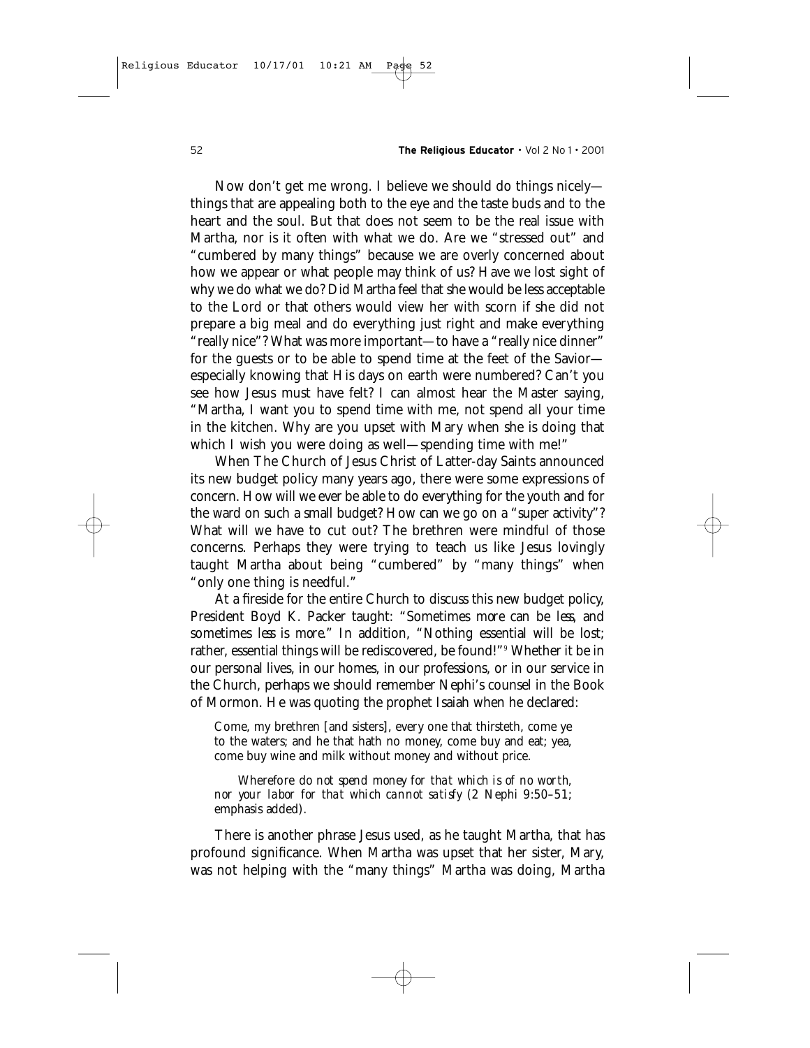Now don't get me wrong. I believe we should do things nicely—things that are appealing both to the eye and the taste buds and to the heart and the soul. But that does not seem to be the real issue with Martha, nor is it often with what we do. Are we "stressed out" and "cumbered by many things" because we are overly concerned about how we appear or what people may think of us? Have we lost sight of why we do what we do? Did Martha feel that she would be less acceptable to the Lord or that others would view her with scorn if she did not prepare a big meal and do everything just right and make everything "really nice"? What was more important—to have a "really nice dinner" for the guests or to be able to spend time at the feet of the Savior—especially knowing that His days on earth were numbered? Can't you see how Jesus must have felt? I can almost hear the Master saying, "Martha, I want you to spend time with me, not spend all your time in the kitchen. Why are you upset with Mary when she is doing that which I wish you were doing as well—spending time with me!"

When The Church of Jesus Christ of Latter-day Saints announced its new budget policy many years ago, there were some expressions of concern. How will we ever be able to do everything for the youth and for the ward on such a small budget? How can we go on a "super activity"? What will we have to cut out? The brethren were mindful of those concerns. Perhaps they were trying to teach us like Jesus lovingly taught Martha about being "cumbered" by "many things" when "only one thing is needful."

At a fireside for the entire Church to discuss this new budget policy, President Boyd K. Packer taught: "Sometimes *more* can be *less*, and sometimes *less* is *more*." In addition, "Nothing essential will be lost; rather, essential things will be rediscovered, be found!"[9] Whether it be in our personal lives, in our homes, in our professions, or in our service in the Church, perhaps we should remember Nephi's counsel in the Book of Mormon. He was quoting the prophet Isaiah when he declared:

> Come, my brethren [and sisters], every one that thirsteth, come ye to the waters; and he that hath no money, come buy and eat; yea, come buy wine and milk without money and without price.
>
> *Wherefore do not spend money for that which is of no worth, nor your labor for that which cannot satisfy* (2 Nephi 9:50–51; emphasis added).

There is another phrase Jesus used, as he taught Martha, that has profound significance. When Martha was upset that her sister, Mary, was not helping with the "many things" Martha was doing, Martha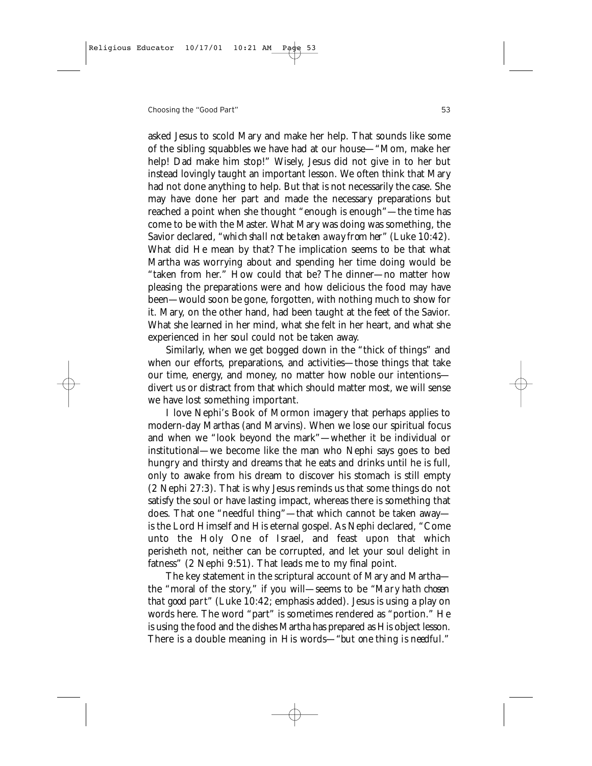asked Jesus to scold Mary and make her help. That sounds like some of the sibling squabbles we have had at our house—"Mom, make her help! Dad make him stop!" Wisely, Jesus did not give in to her but instead lovingly taught an important lesson. We often think that Mary had not done anything to help. But that is not necessarily the case. She may have done her part and made the necessary preparations but reached a point when she thought "enough is enough"—the time has come to be with the Master. What Mary was doing was something, the Savior declared, "*which shall not be taken away from her*" (Luke 10:42). What did He mean by that? The implication seems to be that what Martha was worrying about and spending her time doing would be "taken from her." How could that be? The dinner—no matter how pleasing the preparations were and how delicious the food may have been—would soon be gone, forgotten, with nothing much to show for it. Mary, on the other hand, had been taught at the feet of the Savior. What she learned in her mind, what she felt in her heart, and what she experienced in her soul could not be taken away.

Similarly, when we get bogged down in the "thick of things" and when our efforts, preparations, and activities—those things that take our time, energy, and money, no matter how noble our intentions—divert us or distract from that which should matter most, we will sense we have lost something important.

I love Nephi's Book of Mormon imagery that perhaps applies to modern-day Marthas (and Marvins). When we lose our spiritual focus and when we "look beyond the mark"—whether it be individual or institutional—we become like the man who Nephi says goes to bed hungry and thirsty and dreams that he eats and drinks until he is full, only to awake from his dream to discover his stomach is still empty (2 Nephi 27:3). That is why Jesus reminds us that some things do not satisfy the soul or have lasting impact, whereas there is something that does. That one "needful thing"—that which cannot be taken away—is the Lord Himself and His eternal gospel. As Nephi declared, "Come unto the Holy One of Israel, and feast upon that which perisheth not, neither can be corrupted, and let your soul delight in fatness" (2 Nephi 9:51). That leads me to my final point.

The key statement in the scriptural account of Mary and Martha—the "moral of the story," if you will—seems to be "*Mary hath chosen that good part*" (Luke 10:42; emphasis added). Jesus is using a play on words here. The word "part" is sometimes rendered as "portion." He is using the food and the dishes Martha has prepared as His object lesson. There is a double meaning in His words—"*but one thing is needful.*"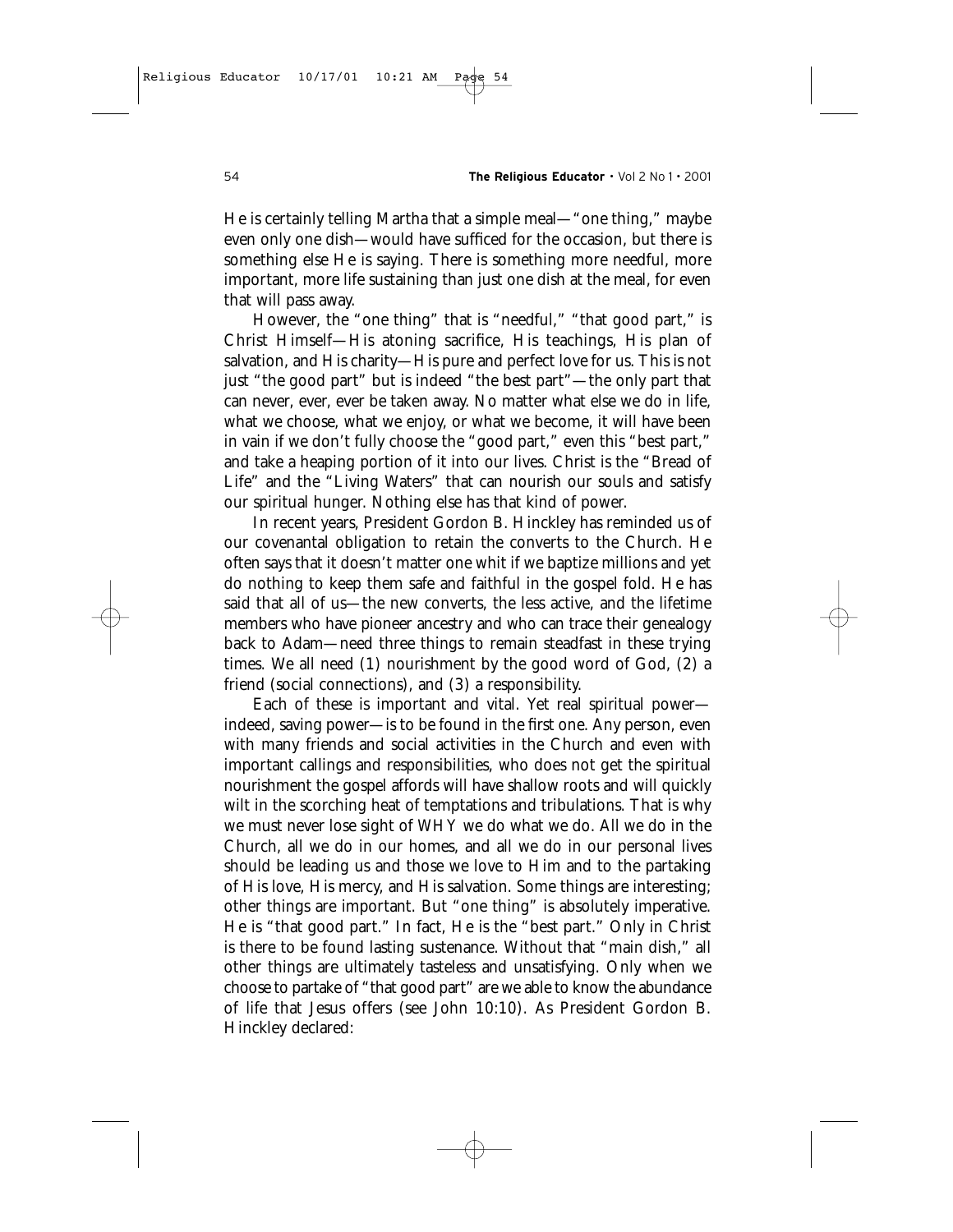He is certainly telling Martha that a simple meal—"one thing," maybe even only one dish—would have sufficed for the occasion, but there is something else He is saying. There is something more needful, more important, more life sustaining than just one dish at the meal, for even that will pass away.

However, the "one thing" that is "needful," "that good part," is Christ Himself—His atoning sacrifice, His teachings, His plan of salvation, and His charity—His pure and perfect love for us. This is not just "the good part" but is indeed "the best part"—the only part that can never, ever, ever be taken away. No matter what else we do in life, what we choose, what we enjoy, or what we become, it will have been in vain if we don't fully choose the "good part," even this "best part," and take a heaping portion of it into our lives. Christ is the "Bread of Life" and the "Living Waters" that can nourish our souls and satisfy our spiritual hunger. Nothing else has that kind of power.

In recent years, President Gordon B. Hinckley has reminded us of our covenantal obligation to retain the converts to the Church. He often says that it doesn't matter one whit if we baptize millions and yet do nothing to keep them safe and faithful in the gospel fold. He has said that all of us—the new converts, the less active, and the lifetime members who have pioneer ancestry and who can trace their genealogy back to Adam—need three things to remain steadfast in these trying times. We all need (1) nourishment by the good word of God, (2) a friend (social connections), and (3) a responsibility.

Each of these is important and vital. Yet real spiritual power—indeed, saving power—is to be found in the first one. Any person, even with many friends and social activities in the Church and even with important callings and responsibilities, who does not get the spiritual nourishment the gospel affords will have shallow roots and will quickly wilt in the scorching heat of temptations and tribulations. That is why we must never lose sight of WHY we do what we do. All we do in the Church, all we do in our homes, and all we do in our personal lives should be leading us and those we love to Him and to the partaking of His love, His mercy, and His salvation. Some things are interesting; other things are important. But "one thing" is absolutely imperative. He is "that good part." In fact, He is the "best part." Only in Christ is there to be found lasting sustenance. Without that "main dish," all other things are ultimately tasteless and unsatisfying. Only when we choose to partake of "that good part" are we able to know the abundance of life that Jesus offers (see John 10:10). As President Gordon B. Hinckley declared: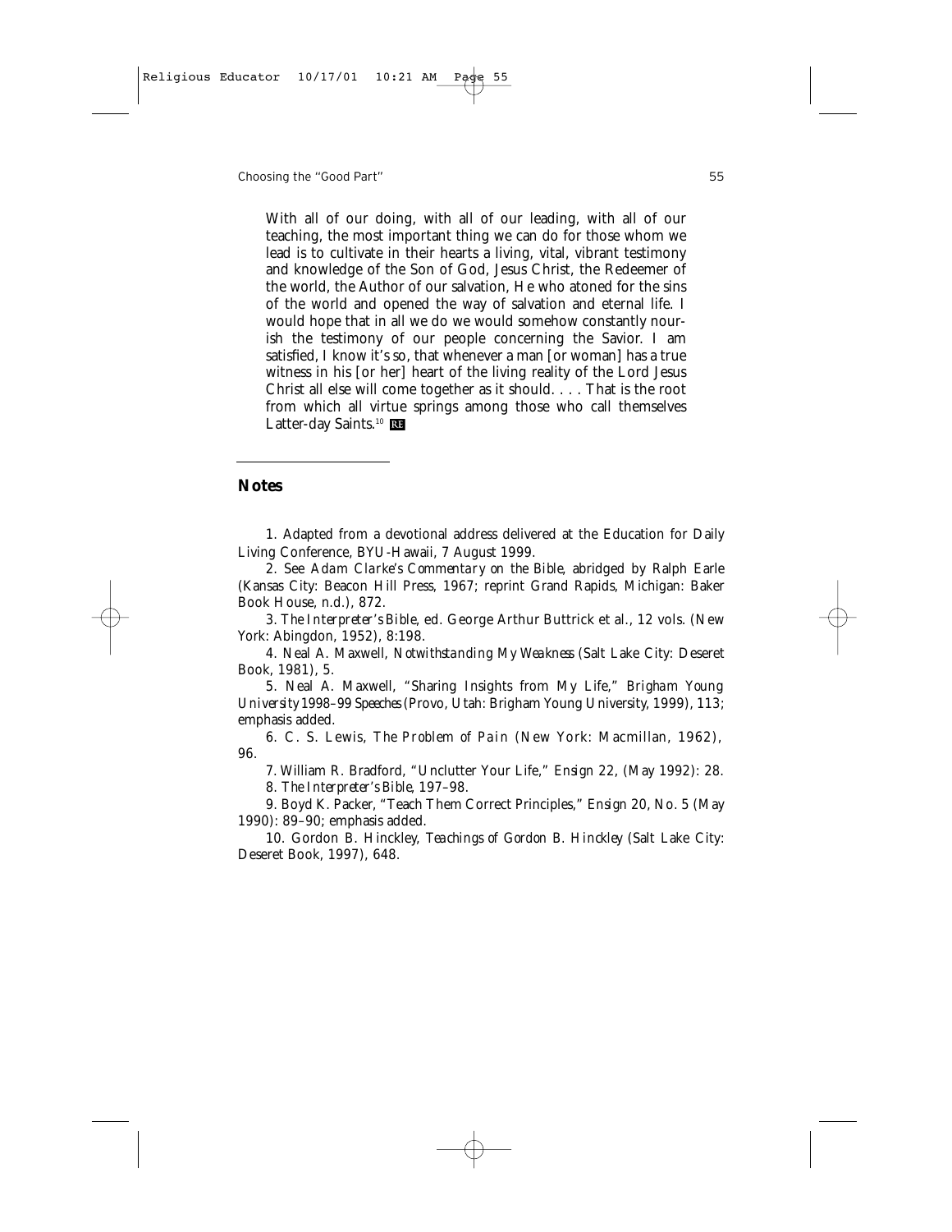> With all of our doing, with all of our leading, with all of our teaching, the most important thing we can do for those whom we lead is to cultivate in their hearts a living, vital, vibrant testimony and knowledge of the Son of God, Jesus Christ, the Redeemer of the world, the Author of our salvation, He who atoned for the sins of the world and opened the way of salvation and eternal life. I would hope that in all we do we would somehow constantly nourish the testimony of our people concerning the Savior. I am satisfied, I know it's so, that whenever a man [or woman] has a true witness in his [or her] heart of the living reality of the Lord Jesus Christ all else will come together as it should. . . . That is the root from which all virtue springs among those who call themselves Latter-day Saints.[10]

## Notes

1. Adapted from a devotional address delivered at the Education for Daily Living Conference, BYU-Hawaii, 7 August 1999.

2. See *Adam Clarke's Commentary on the Bible*, abridged by Ralph Earle (Kansas City: Beacon Hill Press, 1967; reprint Grand Rapids, Michigan: Baker Book House, n.d.), 872.

3. *The Interpreter's Bible*, ed. George Arthur Buttrick et al., 12 vols. (New York: Abingdon, 1952), 8:198.

4. Neal A. Maxwell, *Notwithstanding My Weakness* (Salt Lake City: Deseret Book, 1981), 5.

5. Neal A. Maxwell, "Sharing Insights from My Life," *Brigham Young University 1998–99 Speeches* (Provo, Utah: Brigham Young University, 1999), 113; emphasis added.

6. C. S. Lewis, *The Problem of Pain* (New York: Macmillan, 1962), 96.

7. William R. Bradford, "Unclutter Your Life," *Ensign* 22, (May 1992): 28.

8. *The Interpreter's Bible*, 197–98.

9. Boyd K. Packer, "Teach Them Correct Principles," *Ensign* 20, No. 5 (May 1990): 89–90; emphasis added.

10. Gordon B. Hinckley, *Teachings of Gordon B. Hinckley* (Salt Lake City: Deseret Book, 1997), 648.